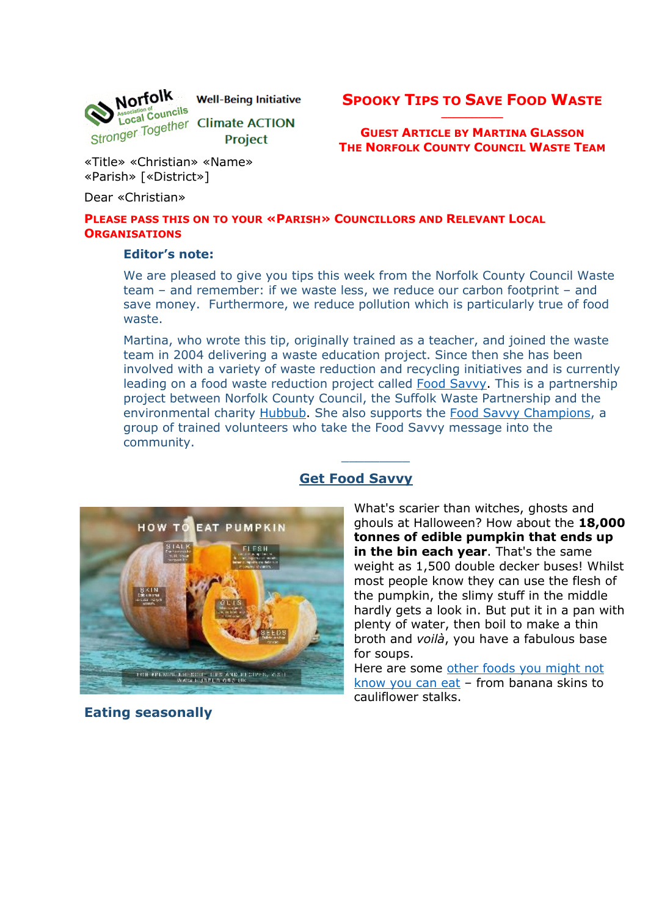Norfolk Association of Local Councils — Stronger Together

Well-Being Initiative

Climate ACTION Project

# Spooky Tips to Save Food Waste

## Guest Article by Martina Glasson The Norfolk County Council Waste Team

«Title» «Christian» «Name»
«Parish» [«District»]

Dear «Christian»

**Please pass this on to your «Parish» Councillors and Relevant Local Organisations**

**Editor's note:**

We are pleased to give you tips this week from the Norfolk County Council Waste team – and remember: if we waste less, we reduce our carbon footprint – and save money. Furthermore, we reduce pollution which is particularly true of food waste.

Martina, who wrote this tip, originally trained as a teacher, and joined the waste team in 2004 delivering a waste education project. Since then she has been involved with a variety of waste reduction and recycling initiatives and is currently leading on a food waste reduction project called Food Savvy. This is a partnership project between Norfolk County Council, the Suffolk Waste Partnership and the environmental charity Hubbub. She also supports the Food Savvy Champions, a group of trained volunteers who take the Food Savvy message into the community.

### Get Food Savvy

What's scarier than witches, ghosts and ghouls at Halloween? How about the **18,000 tonnes of edible pumpkin that ends up in the bin each year**. That's the same weight as 1,500 double decker buses! Whilst most people know they can use the flesh of the pumpkin, the slimy stuff in the middle hardly gets a look in. But put it in a pan with plenty of water, then boil to make a thin broth and *voilà*, you have a fabulous base for soups.

Here are some other foods you might not know you can eat – from banana skins to cauliflower stalks.

### Eating seasonally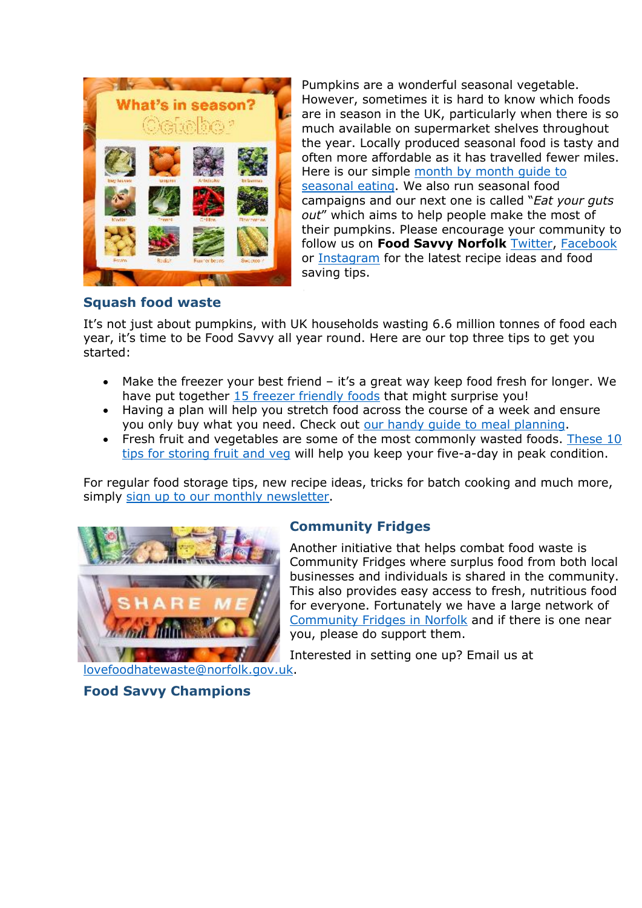Pumpkins are a wonderful seasonal vegetable. However, sometimes it is hard to know which foods are in season in the UK, particularly when there is so much available on supermarket shelves throughout the year. Locally produced seasonal food is tasty and often more affordable as it has travelled fewer miles. Here is our simple month by month guide to seasonal eating. We also run seasonal food campaigns and our next one is called "*Eat your guts out*" which aims to help people make the most of their pumpkins. Please encourage your community to follow us on **Food Savvy Norfolk** Twitter, Facebook or Instagram for the latest recipe ideas and food saving tips.

### Squash food waste

It's not just about pumpkins, with UK households wasting 6.6 million tonnes of food each year, it's time to be Food Savvy all year round. Here are our top three tips to get you started:

- Make the freezer your best friend – it's a great way keep food fresh for longer. We have put together 15 freezer friendly foods that might surprise you!
- Having a plan will help you stretch food across the course of a week and ensure you only buy what you need. Check out our handy guide to meal planning.
- Fresh fruit and vegetables are some of the most commonly wasted foods. These 10 tips for storing fruit and veg will help you keep your five-a-day in peak condition.

For regular food storage tips, new recipe ideas, tricks for batch cooking and much more, simply sign up to our monthly newsletter.

### Community Fridges

Another initiative that helps combat food waste is Community Fridges where surplus food from both local businesses and individuals is shared in the community. This also provides easy access to fresh, nutritious food for everyone. Fortunately we have a large network of Community Fridges in Norfolk and if there is one near you, please do support them.

Interested in setting one up? Email us at lovefoodhatewaste@norfolk.gov.uk.

### Food Savvy Champions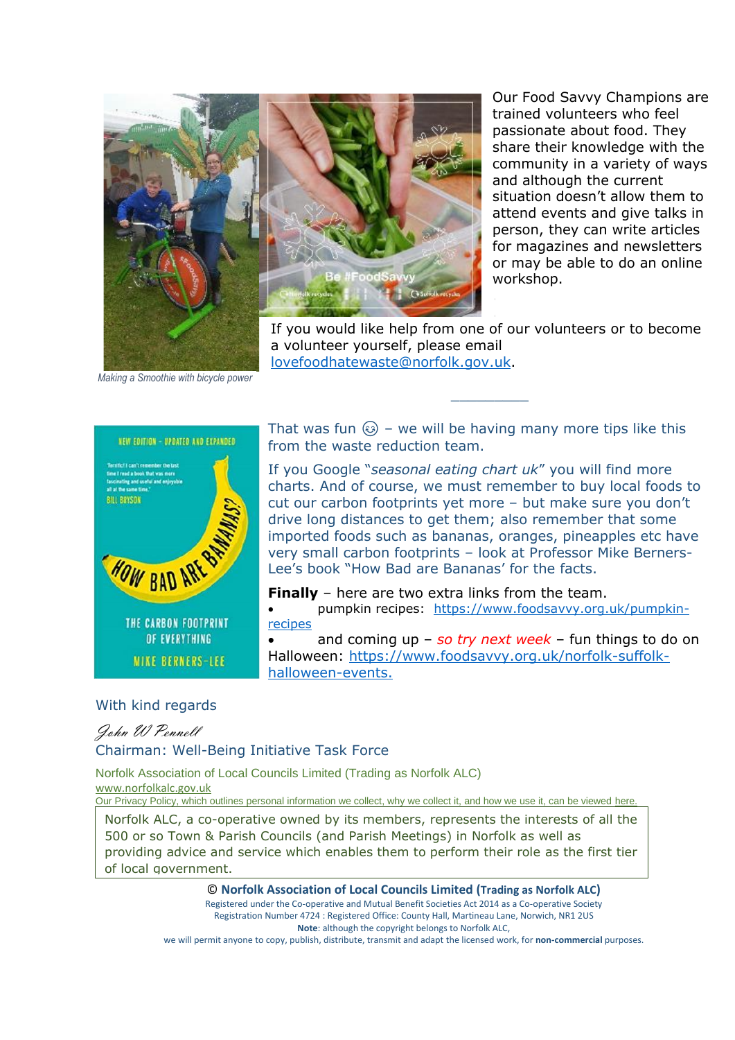Our Food Savvy Champions are trained volunteers who feel passionate about food. They share their knowledge with the community in a variety of ways and although the current situation doesn't allow them to attend events and give talks in person, they can write articles for magazines and newsletters or may be able to do an online workshop.

Making a Smoothie with bicycle power

If you would like help from one of our volunteers or to become a volunteer yourself, please email lovefoodhatewaste@norfolk.gov.uk.

---

That was fun ☺ – we will be having many more tips like this from the waste reduction team.

If you Google "*seasonal eating chart uk*" you will find more charts. And of course, we must remember to buy local foods to cut our carbon footprints yet more – but make sure you don't drive long distances to get them; also remember that some imported foods such as bananas, oranges, pineapples etc have very small carbon footprints – look at Professor Mike Berners-Lee's book "How Bad are Bananas' for the facts.

**Finally** – here are two extra links from the team.

- pumpkin recipes: https://www.foodsavvy.org.uk/pumpkin-recipes
- and coming up – *so try next week* – fun things to do on Halloween: https://www.foodsavvy.org.uk/norfolk-suffolk-halloween-events.

With kind regards

*John W Pennell*

Chairman: Well-Being Initiative Task Force

Norfolk Association of Local Councils Limited (Trading as Norfolk ALC)

www.norfolkalc.gov.uk

Our Privacy Policy, which outlines personal information we collect, why we collect it, and how we use it, can be viewed here.

Norfolk ALC, a co-operative owned by its members, represents the interests of all the 500 or so Town & Parish Councils (and Parish Meetings) in Norfolk as well as providing advice and service which enables them to perform their role as the first tier of local government.

© **Norfolk Association of Local Councils Limited (Trading as Norfolk ALC)**

Registered under the Co-operative and Mutual Benefit Societies Act 2014 as a Co-operative Society
Registration Number 4724 : Registered Office: County Hall, Martineau Lane, Norwich, NR1 2US

**Note**: although the copyright belongs to Norfolk ALC,
we will permit anyone to copy, publish, distribute, transmit and adapt the licensed work, for **non-commercial** purposes.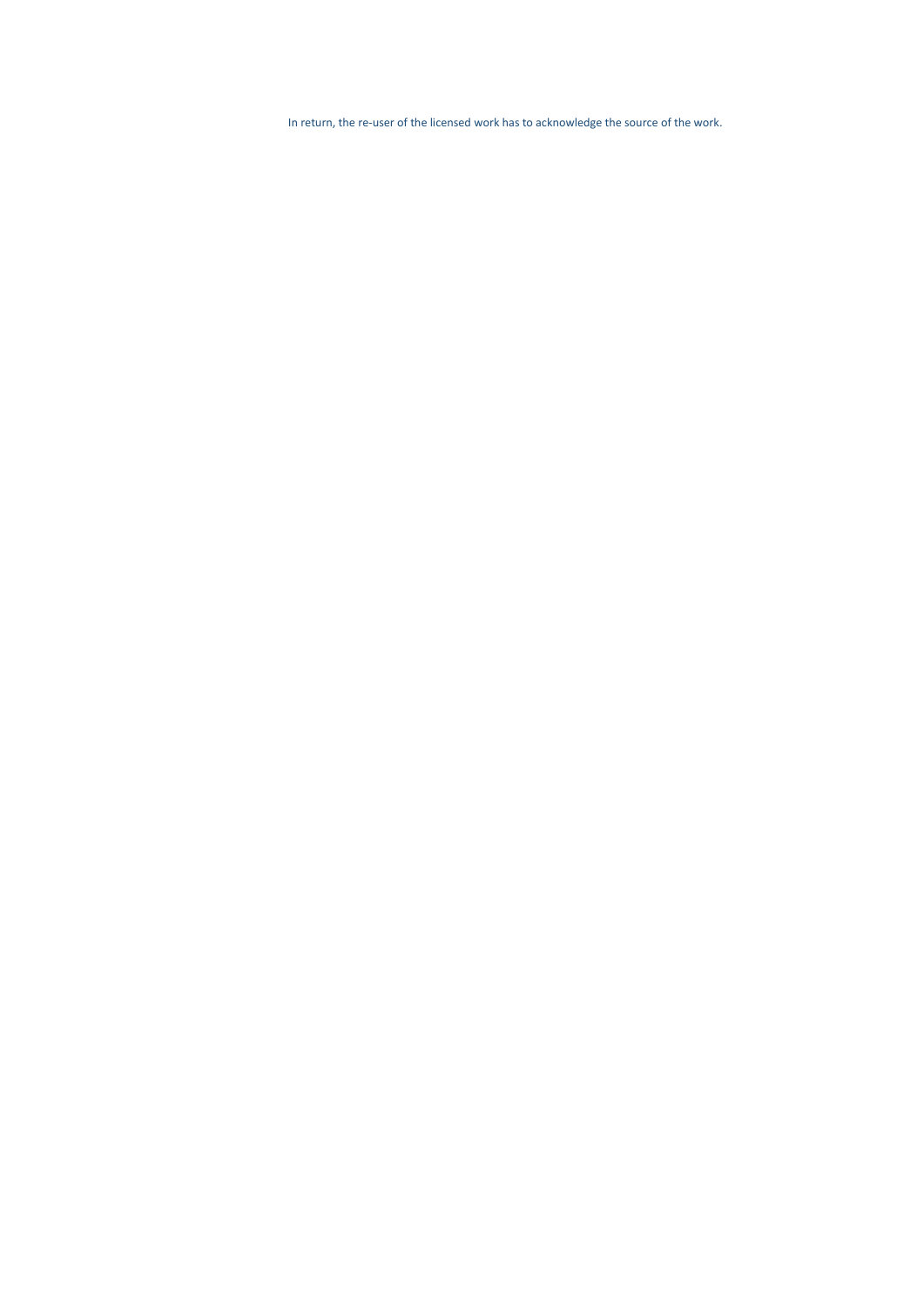In return, the re-user of the licensed work has to acknowledge the source of the work.